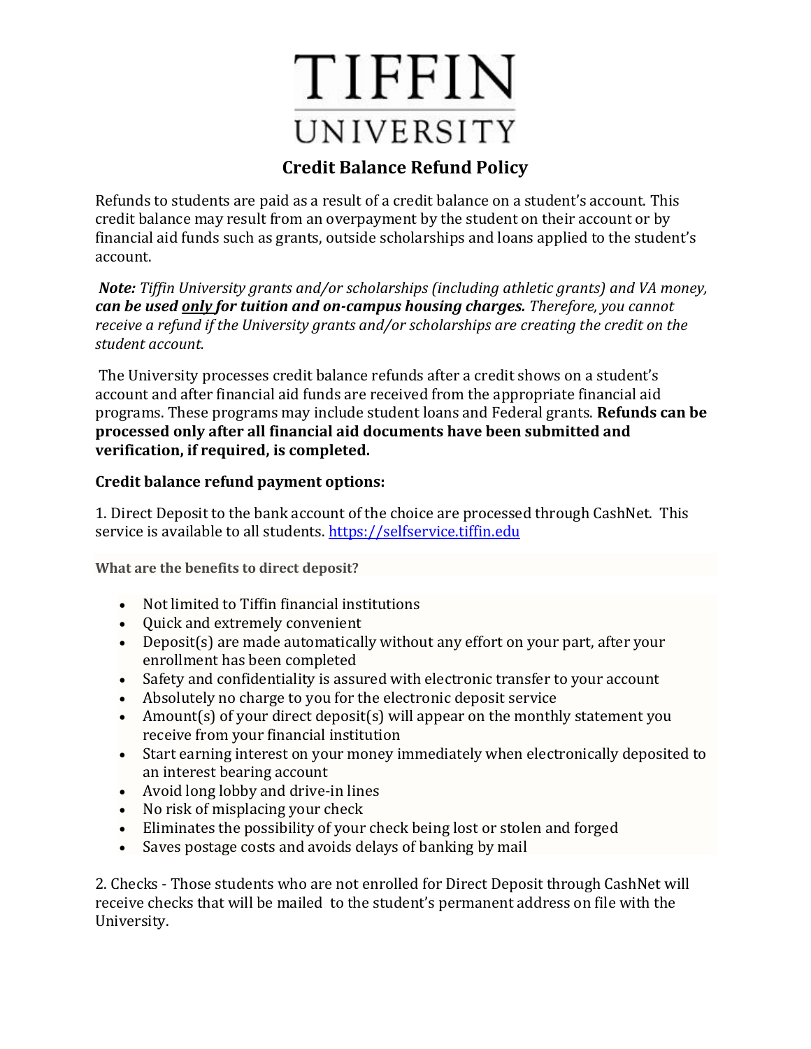# TIFFIN UNIVERSITY

## Credit Balance Refund Policy

Refunds to students are paid as a result of a credit balance on a student's account. This credit balance may result from an overpayment by the student on their account or by financial aid funds such as grants, outside scholarships and loans applied to the student's account.

***Note:*** *Tiffin University grants and/or scholarships (including athletic grants) and VA money,* ***can be used only for tuition and on-campus housing charges.*** *Therefore, you cannot receive a refund if the University grants and/or scholarships are creating the credit on the student account.*

The University processes credit balance refunds after a credit shows on a student's account and after financial aid funds are received from the appropriate financial aid programs. These programs may include student loans and Federal grants. **Refunds can be processed only after all financial aid documents have been submitted and verification, if required, is completed.**

**Credit balance refund payment options:**

1. Direct Deposit to the bank account of the choice are processed through CashNet. This service is available to all students. [https://selfservice.tiffin.edu](https://selfservice.tiffin.edu)

**What are the benefits to direct deposit?**

- Not limited to Tiffin financial institutions
- Quick and extremely convenient
- Deposit(s) are made automatically without any effort on your part, after your enrollment has been completed
- Safety and confidentiality is assured with electronic transfer to your account
- Absolutely no charge to you for the electronic deposit service
- Amount(s) of your direct deposit(s) will appear on the monthly statement you receive from your financial institution
- Start earning interest on your money immediately when electronically deposited to an interest bearing account
- Avoid long lobby and drive-in lines
- No risk of misplacing your check
- Eliminates the possibility of your check being lost or stolen and forged
- Saves postage costs and avoids delays of banking by mail

2. Checks - Those students who are not enrolled for Direct Deposit through CashNet will receive checks that will be mailed to the student's permanent address on file with the University.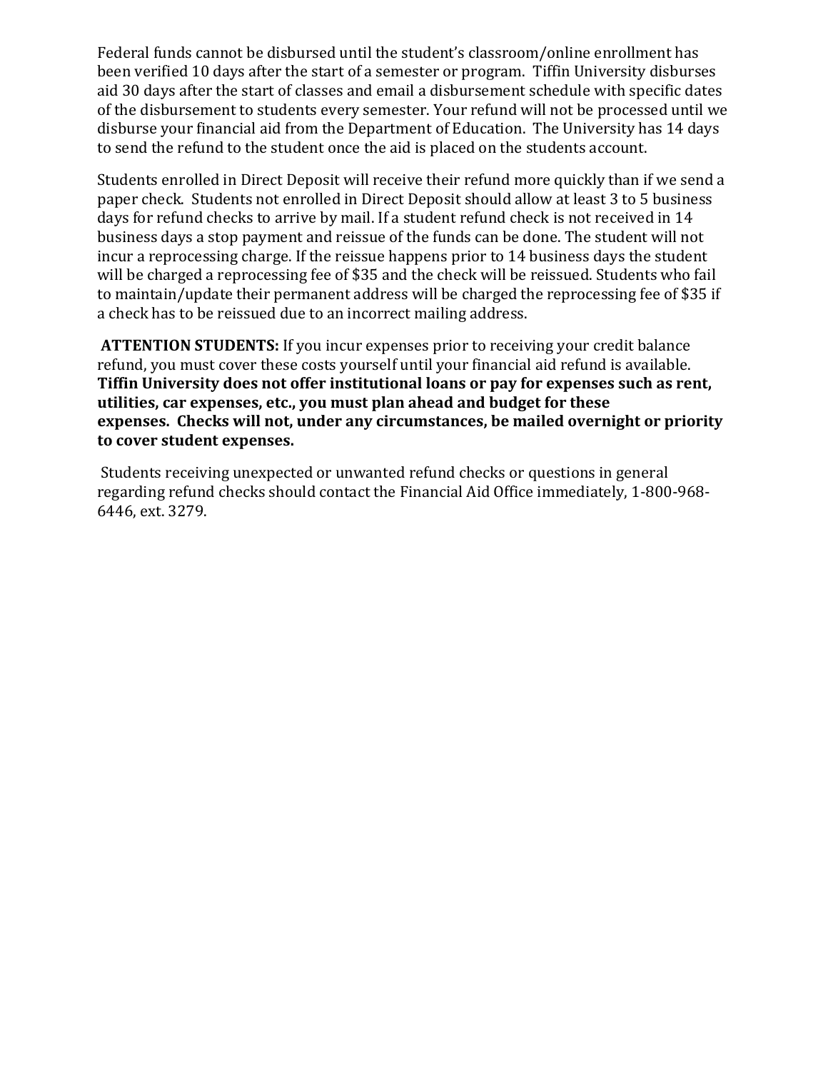Federal funds cannot be disbursed until the student's classroom/online enrollment has been verified 10 days after the start of a semester or program. Tiffin University disburses aid 30 days after the start of classes and email a disbursement schedule with specific dates of the disbursement to students every semester. Your refund will not be processed until we disburse your financial aid from the Department of Education. The University has 14 days to send the refund to the student once the aid is placed on the students account.

Students enrolled in Direct Deposit will receive their refund more quickly than if we send a paper check. Students not enrolled in Direct Deposit should allow at least 3 to 5 business days for refund checks to arrive by mail. If a student refund check is not received in 14 business days a stop payment and reissue of the funds can be done. The student will not incur a reprocessing charge. If the reissue happens prior to 14 business days the student will be charged a reprocessing fee of $35 and the check will be reissued. Students who fail to maintain/update their permanent address will be charged the reprocessing fee of $35 if a check has to be reissued due to an incorrect mailing address.

**ATTENTION STUDENTS:** If you incur expenses prior to receiving your credit balance refund, you must cover these costs yourself until your financial aid refund is available. **Tiffin University does not offer institutional loans or pay for expenses such as rent, utilities, car expenses, etc., you must plan ahead and budget for these expenses. Checks will not, under any circumstances, be mailed overnight or priority to cover student expenses.**

Students receiving unexpected or unwanted refund checks or questions in general regarding refund checks should contact the Financial Aid Office immediately, 1-800-968-6446, ext. 3279.